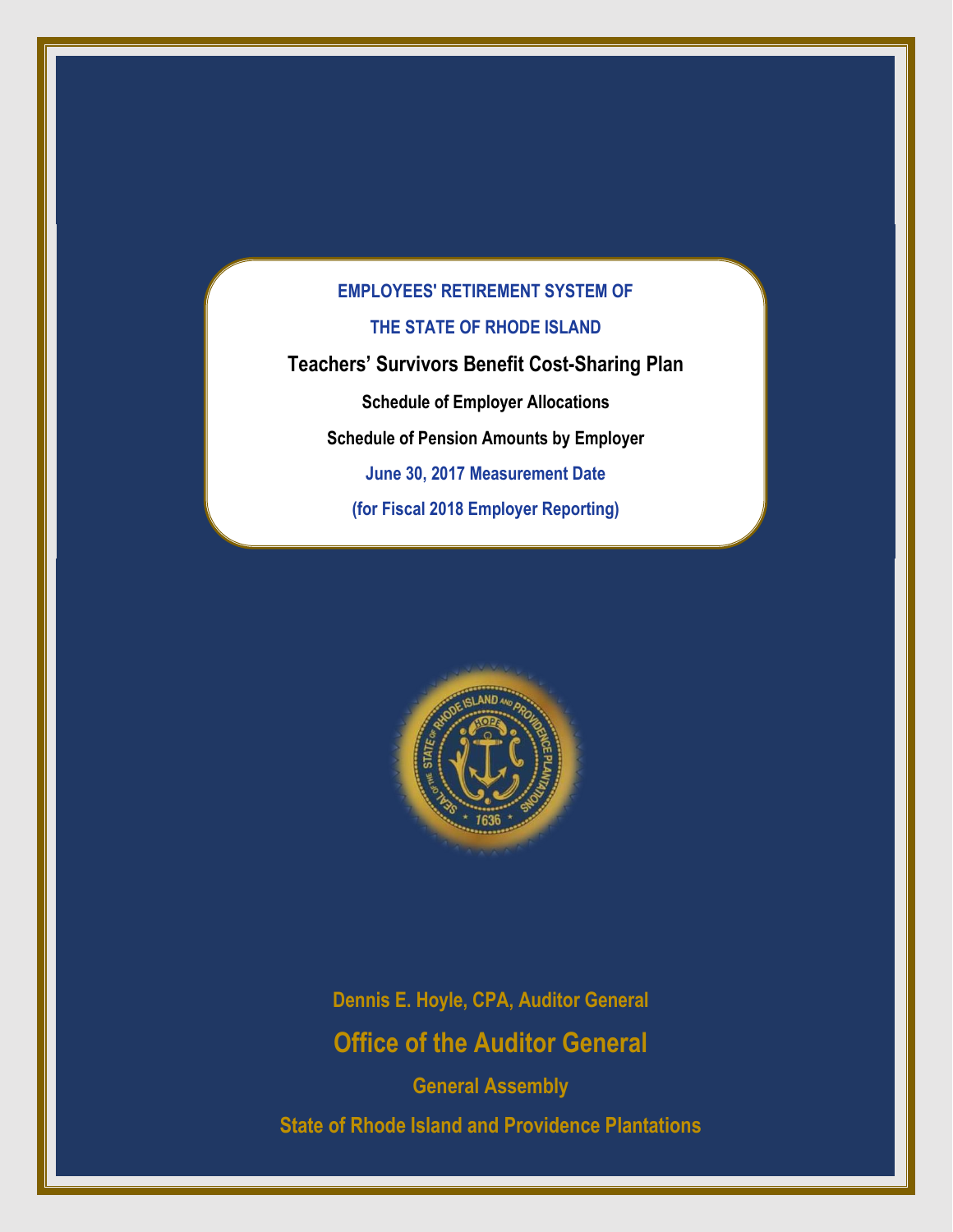# EMPLOYEES' RETIREMENT SYSTEM OF THE STATE OF RHODE ISLAND

## Teachers' Survivors Benefit Cost-Sharing Plan

### Schedule of Employer Allocations

### Schedule of Pension Amounts by Employer

**June 30, 2017 Measurement Date**

**(for Fiscal 2018 Employer Reporting)**

**Dennis E. Hoyle, CPA, Auditor General**

**Office of the Auditor General**

**General Assembly**

**State of Rhode Island and Providence Plantations**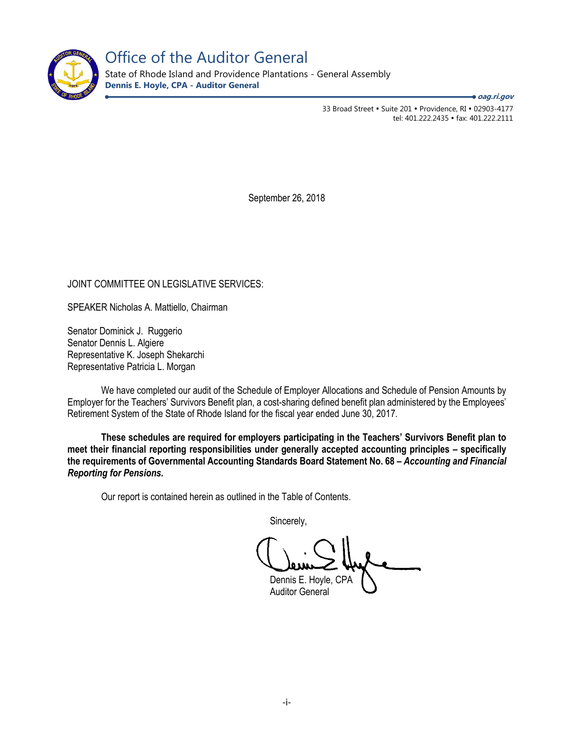# Office of the Auditor General

State of Rhode Island and Providence Plantations - General Assembly
**Dennis E. Hoyle, CPA - Auditor General**

***oag.ri.gov***

33 Broad Street • Suite 201 • Providence, RI • 02903-4177
tel: 401.222.2435 • fax: 401.222.2111

September 26, 2018

JOINT COMMITTEE ON LEGISLATIVE SERVICES:

SPEAKER Nicholas A. Mattiello, Chairman

Senator Dominick J. Ruggerio
Senator Dennis L. Algiere
Representative K. Joseph Shekarchi
Representative Patricia L. Morgan

We have completed our audit of the Schedule of Employer Allocations and Schedule of Pension Amounts by Employer for the Teachers' Survivors Benefit plan, a cost-sharing defined benefit plan administered by the Employees' Retirement System of the State of Rhode Island for the fiscal year ended June 30, 2017.

**These schedules are required for employers participating in the Teachers' Survivors Benefit plan to meet their financial reporting responsibilities under generally accepted accounting principles – specifically the requirements of Governmental Accounting Standards Board Statement No. 68 – *Accounting and Financial Reporting for Pensions.***

Our report is contained herein as outlined in the Table of Contents.

Sincerely,

Dennis E. Hoyle, CPA
Auditor General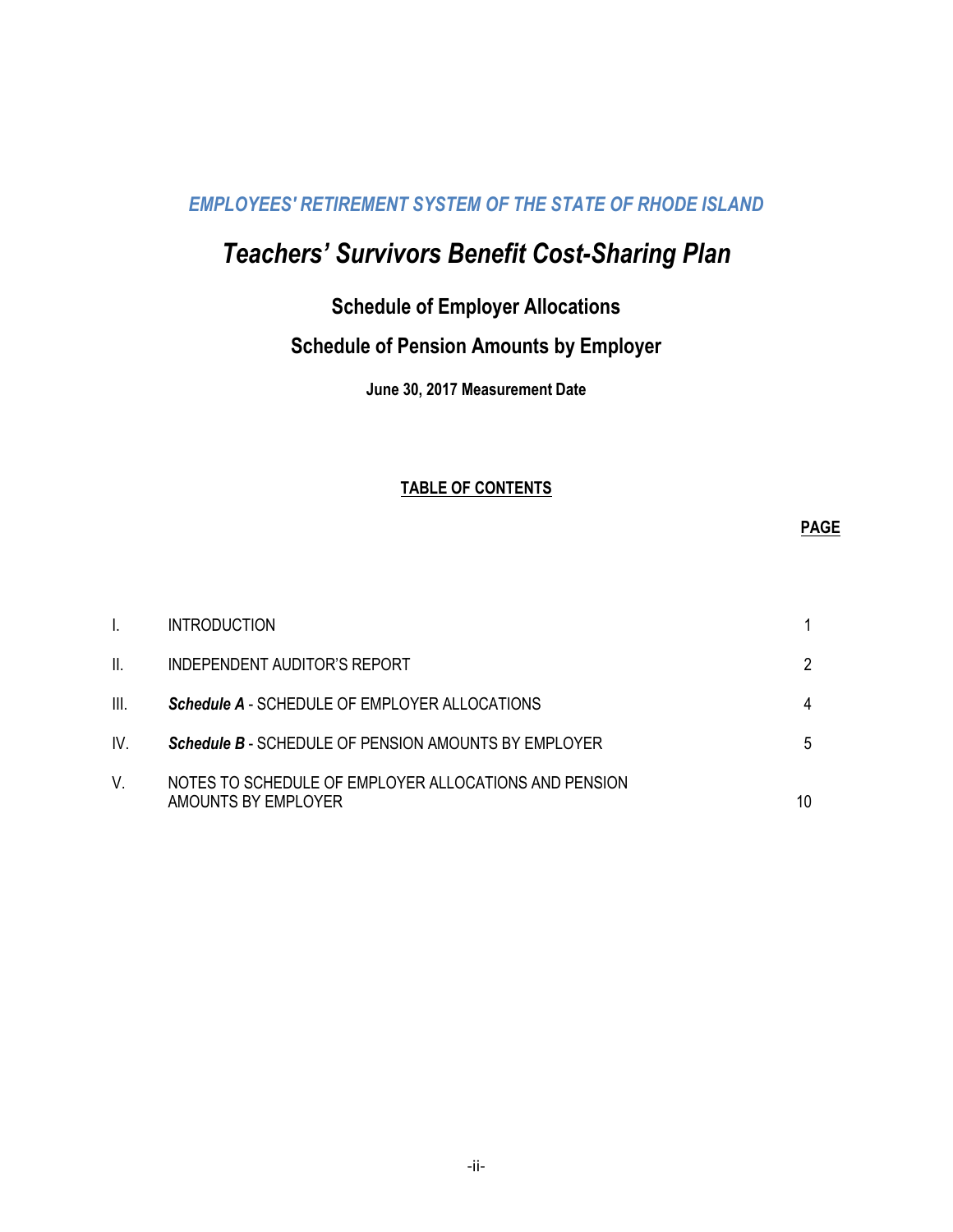*EMPLOYEES' RETIREMENT SYSTEM OF THE STATE OF RHODE ISLAND*

# *Teachers' Survivors Benefit Cost-Sharing Plan*

## Schedule of Employer Allocations

## Schedule of Pension Amounts by Employer

**June 30, 2017 Measurement Date**

**TABLE OF CONTENTS**

| | | PAGE |
|---|---|---|
| I. | INTRODUCTION | 1 |
| II. | INDEPENDENT AUDITOR'S REPORT | 2 |
| III. | ***Schedule A*** - SCHEDULE OF EMPLOYER ALLOCATIONS | 4 |
| IV. | ***Schedule B*** - SCHEDULE OF PENSION AMOUNTS BY EMPLOYER | 5 |
| V. | NOTES TO SCHEDULE OF EMPLOYER ALLOCATIONS AND PENSION AMOUNTS BY EMPLOYER | 10 |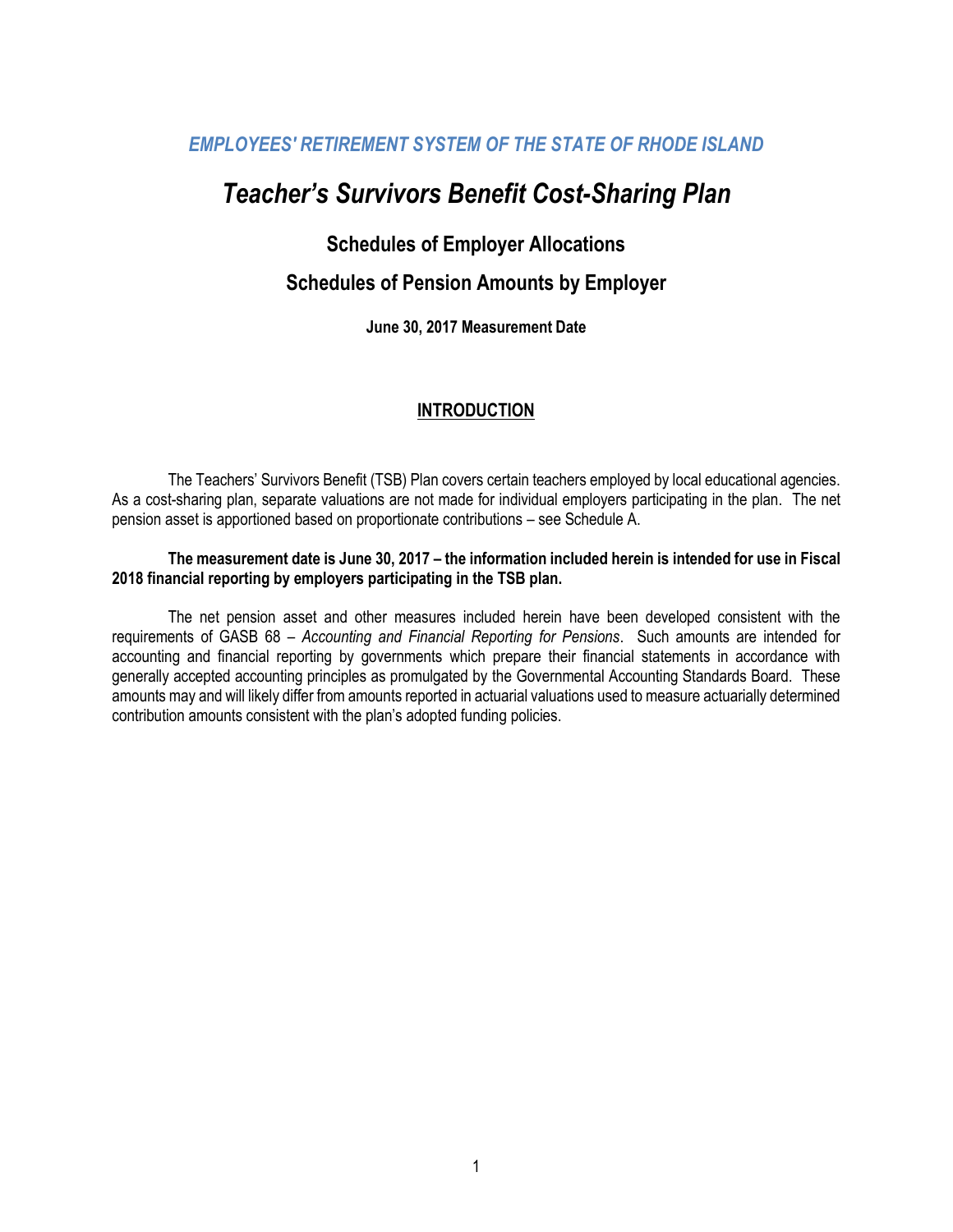*EMPLOYEES' RETIREMENT SYSTEM OF THE STATE OF RHODE ISLAND*

# *Teacher's Survivors Benefit Cost-Sharing Plan*

## Schedules of Employer Allocations

## Schedules of Pension Amounts by Employer

**June 30, 2017 Measurement Date**

## INTRODUCTION

The Teachers' Survivors Benefit (TSB) Plan covers certain teachers employed by local educational agencies. As a cost-sharing plan, separate valuations are not made for individual employers participating in the plan. The net pension asset is apportioned based on proportionate contributions – see Schedule A.

**The measurement date is June 30, 2017 – the information included herein is intended for use in Fiscal 2018 financial reporting by employers participating in the TSB plan.**

The net pension asset and other measures included herein have been developed consistent with the requirements of GASB 68 – *Accounting and Financial Reporting for Pensions*. Such amounts are intended for accounting and financial reporting by governments which prepare their financial statements in accordance with generally accepted accounting principles as promulgated by the Governmental Accounting Standards Board. These amounts may and will likely differ from amounts reported in actuarial valuations used to measure actuarially determined contribution amounts consistent with the plan's adopted funding policies.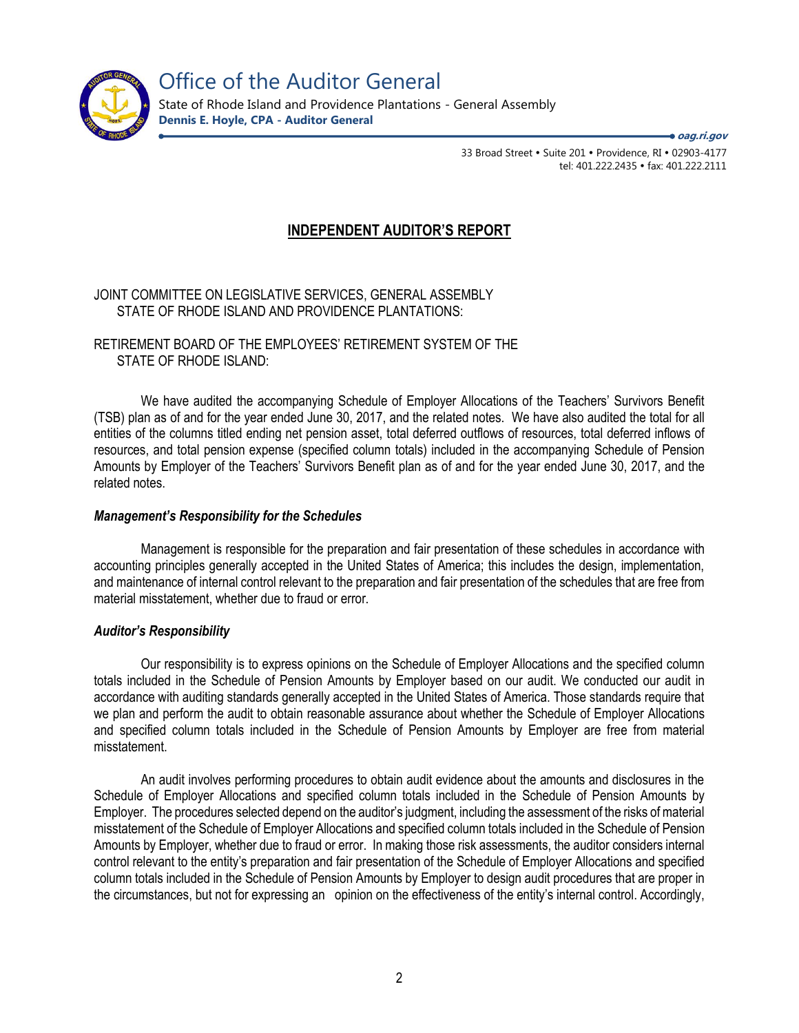# Office of the Auditor General

State of Rhode Island and Providence Plantations - General Assembly
**Dennis E. Hoyle, CPA - Auditor General**

***oag.ri.gov***

33 Broad Street • Suite 201 • Providence, RI • 02903-4177
tel: 401.222.2435 • fax: 401.222.2111

## INDEPENDENT AUDITOR'S REPORT

JOINT COMMITTEE ON LEGISLATIVE SERVICES, GENERAL ASSEMBLY
STATE OF RHODE ISLAND AND PROVIDENCE PLANTATIONS:

RETIREMENT BOARD OF THE EMPLOYEES' RETIREMENT SYSTEM OF THE
STATE OF RHODE ISLAND:

We have audited the accompanying Schedule of Employer Allocations of the Teachers' Survivors Benefit (TSB) plan as of and for the year ended June 30, 2017, and the related notes. We have also audited the total for all entities of the columns titled ending net pension asset, total deferred outflows of resources, total deferred inflows of resources, and total pension expense (specified column totals) included in the accompanying Schedule of Pension Amounts by Employer of the Teachers' Survivors Benefit plan as of and for the year ended June 30, 2017, and the related notes.

### *Management's Responsibility for the Schedules*

Management is responsible for the preparation and fair presentation of these schedules in accordance with accounting principles generally accepted in the United States of America; this includes the design, implementation, and maintenance of internal control relevant to the preparation and fair presentation of the schedules that are free from material misstatement, whether due to fraud or error.

### *Auditor's Responsibility*

Our responsibility is to express opinions on the Schedule of Employer Allocations and the specified column totals included in the Schedule of Pension Amounts by Employer based on our audit. We conducted our audit in accordance with auditing standards generally accepted in the United States of America. Those standards require that we plan and perform the audit to obtain reasonable assurance about whether the Schedule of Employer Allocations and specified column totals included in the Schedule of Pension Amounts by Employer are free from material misstatement.

An audit involves performing procedures to obtain audit evidence about the amounts and disclosures in the Schedule of Employer Allocations and specified column totals included in the Schedule of Pension Amounts by Employer. The procedures selected depend on the auditor's judgment, including the assessment of the risks of material misstatement of the Schedule of Employer Allocations and specified column totals included in the Schedule of Pension Amounts by Employer, whether due to fraud or error. In making those risk assessments, the auditor considers internal control relevant to the entity's preparation and fair presentation of the Schedule of Employer Allocations and specified column totals included in the Schedule of Pension Amounts by Employer to design audit procedures that are proper in the circumstances, but not for expressing an opinion on the effectiveness of the entity's internal control. Accordingly,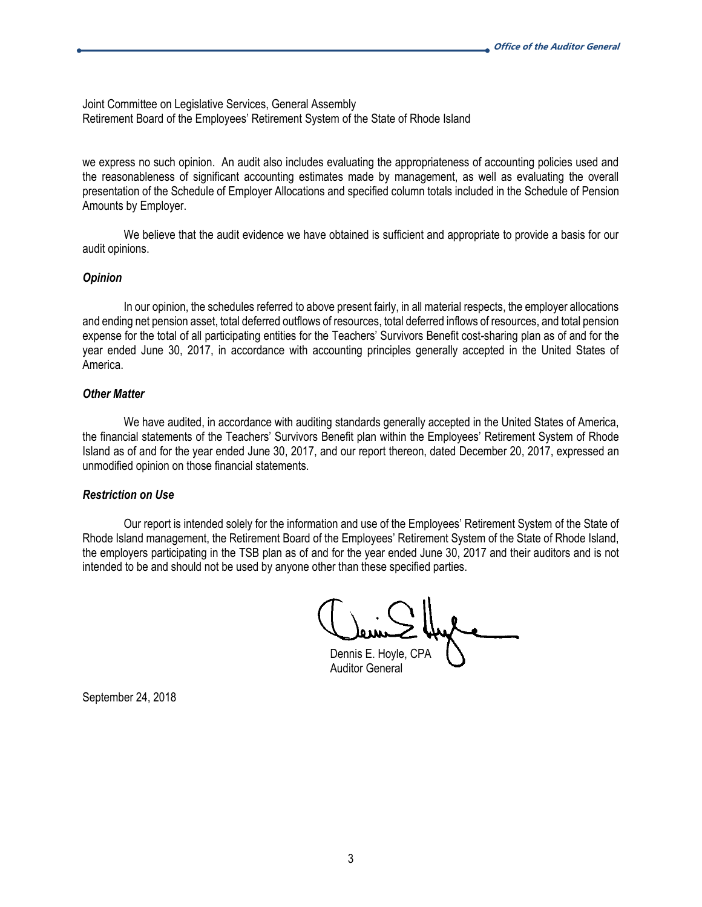Joint Committee on Legislative Services, General Assembly
Retirement Board of the Employees' Retirement System of the State of Rhode Island

we express no such opinion. An audit also includes evaluating the appropriateness of accounting policies used and the reasonableness of significant accounting estimates made by management, as well as evaluating the overall presentation of the Schedule of Employer Allocations and specified column totals included in the Schedule of Pension Amounts by Employer.

We believe that the audit evidence we have obtained is sufficient and appropriate to provide a basis for our audit opinions.

***Opinion***

In our opinion, the schedules referred to above present fairly, in all material respects, the employer allocations and ending net pension asset, total deferred outflows of resources, total deferred inflows of resources, and total pension expense for the total of all participating entities for the Teachers' Survivors Benefit cost-sharing plan as of and for the year ended June 30, 2017, in accordance with accounting principles generally accepted in the United States of America.

***Other Matter***

We have audited, in accordance with auditing standards generally accepted in the United States of America, the financial statements of the Teachers' Survivors Benefit plan within the Employees' Retirement System of Rhode Island as of and for the year ended June 30, 2017, and our report thereon, dated December 20, 2017, expressed an unmodified opinion on those financial statements.

***Restriction on Use***

Our report is intended solely for the information and use of the Employees' Retirement System of the State of Rhode Island management, the Retirement Board of the Employees' Retirement System of the State of Rhode Island, the employers participating in the TSB plan as of and for the year ended June 30, 2017 and their auditors and is not intended to be and should not be used by anyone other than these specified parties.

Dennis E. Hoyle, CPA
Auditor General

September 24, 2018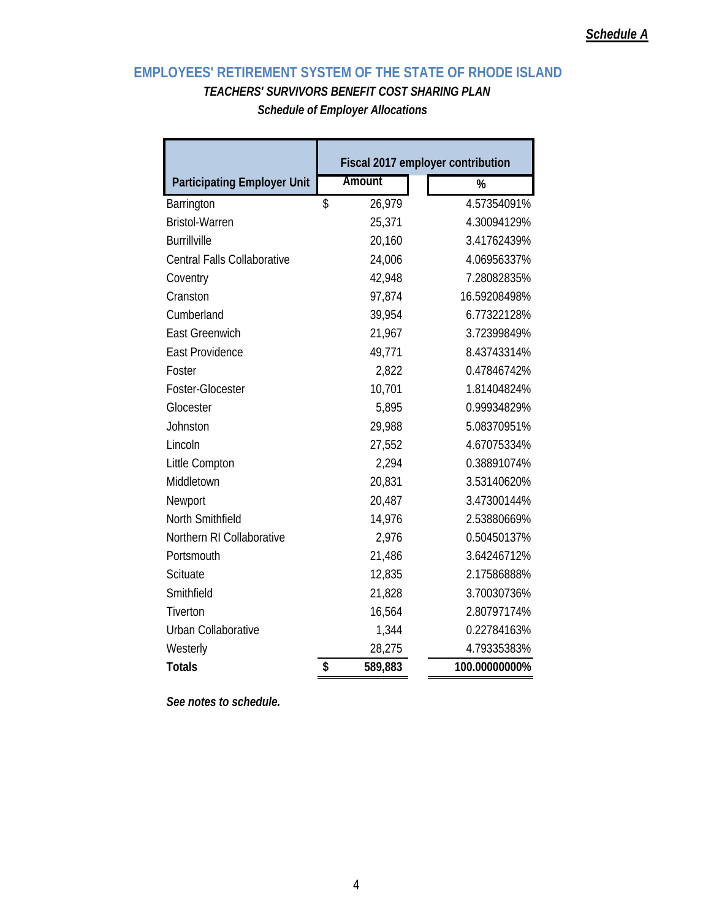*Schedule A*

## EMPLOYEES' RETIREMENT SYSTEM OF THE STATE OF RHODE ISLAND

***TEACHERS' SURVIVORS BENEFIT COST SHARING PLAN***

***Schedule of Employer Allocations***

| Participating Employer Unit | Fiscal 2017 employer contribution | |
|---|---|---|
| | Amount | % |
| Barrington | $ 26,979 | 4.57354091% |
| Bristol-Warren | 25,371 | 4.30094129% |
| Burrillville | 20,160 | 3.41762439% |
| Central Falls Collaborative | 24,006 | 4.06956337% |
| Coventry | 42,948 | 7.28082835% |
| Cranston | 97,874 | 16.59208498% |
| Cumberland | 39,954 | 6.77322128% |
| East Greenwich | 21,967 | 3.72399849% |
| East Providence | 49,771 | 8.43743314% |
| Foster | 2,822 | 0.47846742% |
| Foster-Glocester | 10,701 | 1.81404824% |
| Glocester | 5,895 | 0.99934829% |
| Johnston | 29,988 | 5.08370951% |
| Lincoln | 27,552 | 4.67075334% |
| Little Compton | 2,294 | 0.38891074% |
| Middletown | 20,831 | 3.53140620% |
| Newport | 20,487 | 3.47300144% |
| North Smithfield | 14,976 | 2.53880669% |
| Northern RI Collaborative | 2,976 | 0.50450137% |
| Portsmouth | 21,486 | 3.64246712% |
| Scituate | 12,835 | 2.17586888% |
| Smithfield | 21,828 | 3.70030736% |
| Tiverton | 16,564 | 2.80797174% |
| Urban Collaborative | 1,344 | 0.22784163% |
| Westerly | 28,275 | 4.79335383% |
| **Totals** | **$ 589,883** | **100.00000000%** |

***See notes to schedule.***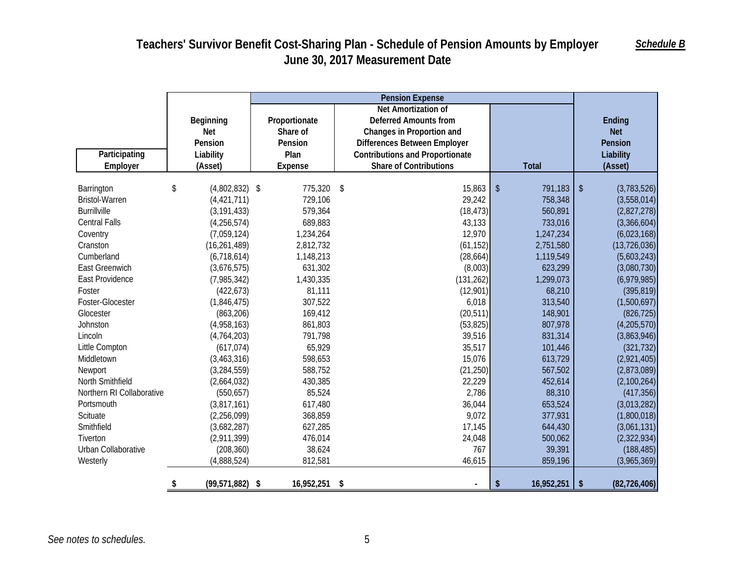# Teachers' Survivor Benefit Cost-Sharing Plan - Schedule of Pension Amounts by Employer

## June 30, 2017 Measurement Date

*Schedule B*

| Participating Employer | Beginning Net Pension Liability (Asset) | Pension Expense: Proportionate Share of Pension Plan Expense | Pension Expense: Net Amortization of Deferred Amounts from Changes in Proportion and Differences Between Employer Contributions and Proportionate Share of Contributions | Pension Expense: Total | Ending Net Pension Liability (Asset) |
|---|---|---|---|---|---|
| Barrington | $ (4,802,832) | $ 775,320 | $ 15,863 | $ 791,183 | $ (3,783,526) |
| Bristol-Warren | (4,421,711) | 729,106 | 29,242 | 758,348 | (3,558,014) |
| Burrillville | (3,191,433) | 579,364 | (18,473) | 560,891 | (2,827,278) |
| Central Falls | (4,256,574) | 689,883 | 43,133 | 733,016 | (3,366,604) |
| Coventry | (7,059,124) | 1,234,264 | 12,970 | 1,247,234 | (6,023,168) |
| Cranston | (16,261,489) | 2,812,732 | (61,152) | 2,751,580 | (13,726,036) |
| Cumberland | (6,718,614) | 1,148,213 | (28,664) | 1,119,549 | (5,603,243) |
| East Greenwich | (3,676,575) | 631,302 | (8,003) | 623,299 | (3,080,730) |
| East Providence | (7,985,342) | 1,430,335 | (131,262) | 1,299,073 | (6,979,985) |
| Foster | (422,673) | 81,111 | (12,901) | 68,210 | (395,819) |
| Foster-Glocester | (1,846,475) | 307,522 | 6,018 | 313,540 | (1,500,697) |
| Glocester | (863,206) | 169,412 | (20,511) | 148,901 | (826,725) |
| Johnston | (4,958,163) | 861,803 | (53,825) | 807,978 | (4,205,570) |
| Lincoln | (4,764,203) | 791,798 | 39,516 | 831,314 | (3,863,946) |
| Little Compton | (617,074) | 65,929 | 35,517 | 101,446 | (321,732) |
| Middletown | (3,463,316) | 598,653 | 15,076 | 613,729 | (2,921,405) |
| Newport | (3,284,559) | 588,752 | (21,250) | 567,502 | (2,873,089) |
| North Smithfield | (2,664,032) | 430,385 | 22,229 | 452,614 | (2,100,264) |
| Northern RI Collaborative | (550,657) | 85,524 | 2,786 | 88,310 | (417,356) |
| Portsmouth | (3,817,161) | 617,480 | 36,044 | 653,524 | (3,013,282) |
| Scituate | (2,256,099) | 368,859 | 9,072 | 377,931 | (1,800,018) |
| Smithfield | (3,682,287) | 627,285 | 17,145 | 644,430 | (3,061,131) |
| Tiverton | (2,911,399) | 476,014 | 24,048 | 500,062 | (2,322,934) |
| Urban Collaborative | (208,360) | 38,624 | 767 | 39,391 | (188,485) |
| Westerly | (4,888,524) | 812,581 | 46,615 | 859,196 | (3,965,369) |
| | **$ (99,571,882)** | **$ 16,952,251** | **$ -** | **$ 16,952,251** | **$ (82,726,406)** |

*See notes to schedules.*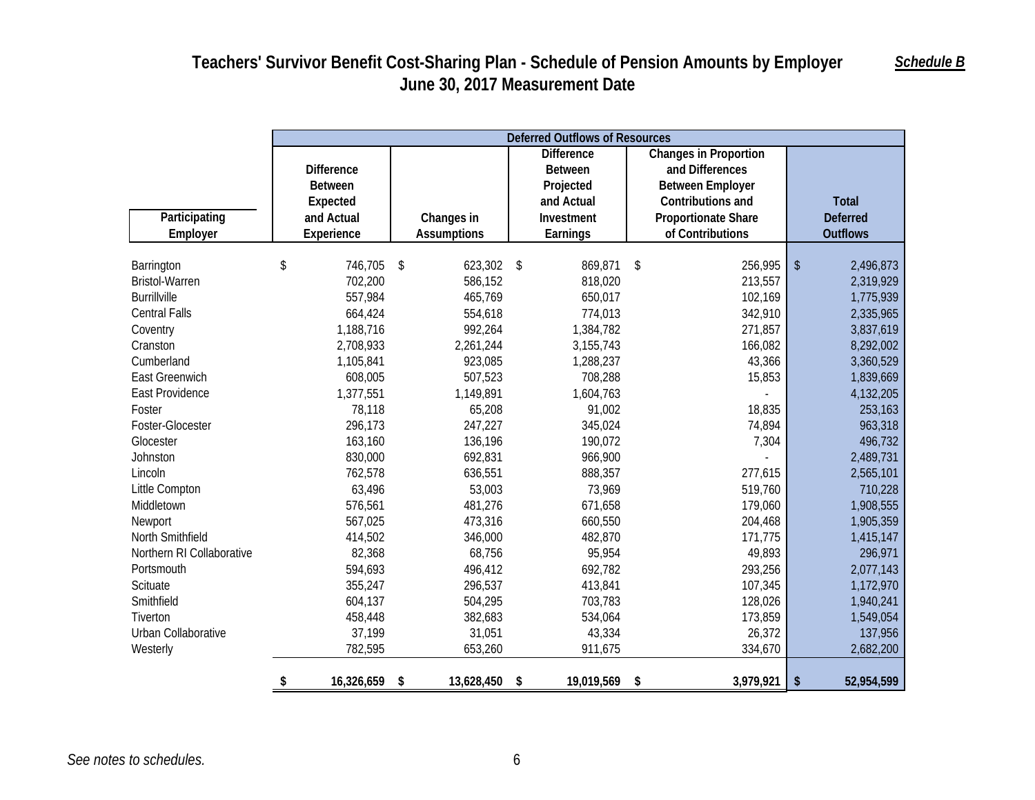# Teachers' Survivor Benefit Cost-Sharing Plan - Schedule of Pension Amounts by Employer
## June 30, 2017 Measurement Date

*Schedule B*

| | Deferred Outflows of Resources | | | | |
|---|---|---|---|---|---|
| Participating Employer | Difference Between Expected and Actual Experience | Changes in Assumptions | Difference Between Projected and Actual Investment Earnings | Changes in Proportion and Differences Between Employer Contributions and Proportionate Share of Contributions | Total Deferred Outflows |
| Barrington | $ 746,705 | $ 623,302 | $ 869,871 | $ 256,995 | $ 2,496,873 |
| Bristol-Warren | 702,200 | 586,152 | 818,020 | 213,557 | 2,319,929 |
| Burrillville | 557,984 | 465,769 | 650,017 | 102,169 | 1,775,939 |
| Central Falls | 664,424 | 554,618 | 774,013 | 342,910 | 2,335,965 |
| Coventry | 1,188,716 | 992,264 | 1,384,782 | 271,857 | 3,837,619 |
| Cranston | 2,708,933 | 2,261,244 | 3,155,743 | 166,082 | 8,292,002 |
| Cumberland | 1,105,841 | 923,085 | 1,288,237 | 43,366 | 3,360,529 |
| East Greenwich | 608,005 | 507,523 | 708,288 | 15,853 | 1,839,669 |
| East Providence | 1,377,551 | 1,149,891 | 1,604,763 | - | 4,132,205 |
| Foster | 78,118 | 65,208 | 91,002 | 18,835 | 253,163 |
| Foster-Glocester | 296,173 | 247,227 | 345,024 | 74,894 | 963,318 |
| Glocester | 163,160 | 136,196 | 190,072 | 7,304 | 496,732 |
| Johnston | 830,000 | 692,831 | 966,900 | - | 2,489,731 |
| Lincoln | 762,578 | 636,551 | 888,357 | 277,615 | 2,565,101 |
| Little Compton | 63,496 | 53,003 | 73,969 | 519,760 | 710,228 |
| Middletown | 576,561 | 481,276 | 671,658 | 179,060 | 1,908,555 |
| Newport | 567,025 | 473,316 | 660,550 | 204,468 | 1,905,359 |
| North Smithfield | 414,502 | 346,000 | 482,870 | 171,775 | 1,415,147 |
| Northern RI Collaborative | 82,368 | 68,756 | 95,954 | 49,893 | 296,971 |
| Portsmouth | 594,693 | 496,412 | 692,782 | 293,256 | 2,077,143 |
| Scituate | 355,247 | 296,537 | 413,841 | 107,345 | 1,172,970 |
| Smithfield | 604,137 | 504,295 | 703,783 | 128,026 | 1,940,241 |
| Tiverton | 458,448 | 382,683 | 534,064 | 173,859 | 1,549,054 |
| Urban Collaborative | 37,199 | 31,051 | 43,334 | 26,372 | 137,956 |
| Westerly | 782,595 | 653,260 | 911,675 | 334,670 | 2,682,200 |
| | **$ 16,326,659** | **$ 13,628,450** | **$ 19,019,569** | **$ 3,979,921** | **$ 52,954,599** |

*See notes to schedules.*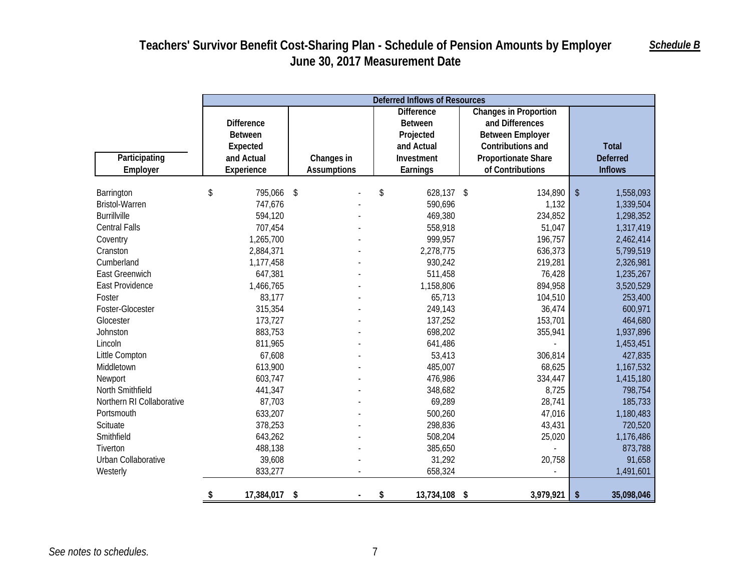# Teachers' Survivor Benefit Cost-Sharing Plan - Schedule of Pension Amounts by Employer
## June 30, 2017 Measurement Date

***Schedule B***

| | Deferred Inflows of Resources | | | | |
|---|---|---|---|---|---|
| Participating Employer | Difference Between Expected and Actual Experience | Changes in Assumptions | Difference Between Projected and Actual Investment Earnings | Changes in Proportion and Differences Between Employer Contributions and Proportionate Share of Contributions | Total Deferred Inflows |
| Barrington | $ 795,066 | $ - | $ 628,137 | $ 134,890 | $ 1,558,093 |
| Bristol-Warren | 747,676 | - | 590,696 | 1,132 | 1,339,504 |
| Burrillville | 594,120 | - | 469,380 | 234,852 | 1,298,352 |
| Central Falls | 707,454 | - | 558,918 | 51,047 | 1,317,419 |
| Coventry | 1,265,700 | - | 999,957 | 196,757 | 2,462,414 |
| Cranston | 2,884,371 | - | 2,278,775 | 636,373 | 5,799,519 |
| Cumberland | 1,177,458 | - | 930,242 | 219,281 | 2,326,981 |
| East Greenwich | 647,381 | - | 511,458 | 76,428 | 1,235,267 |
| East Providence | 1,466,765 | - | 1,158,806 | 894,958 | 3,520,529 |
| Foster | 83,177 | - | 65,713 | 104,510 | 253,400 |
| Foster-Glocester | 315,354 | - | 249,143 | 36,474 | 600,971 |
| Glocester | 173,727 | - | 137,252 | 153,701 | 464,680 |
| Johnston | 883,753 | - | 698,202 | 355,941 | 1,937,896 |
| Lincoln | 811,965 | - | 641,486 | - | 1,453,451 |
| Little Compton | 67,608 | - | 53,413 | 306,814 | 427,835 |
| Middletown | 613,900 | - | 485,007 | 68,625 | 1,167,532 |
| Newport | 603,747 | - | 476,986 | 334,447 | 1,415,180 |
| North Smithfield | 441,347 | - | 348,682 | 8,725 | 798,754 |
| Northern RI Collaborative | 87,703 | - | 69,289 | 28,741 | 185,733 |
| Portsmouth | 633,207 | - | 500,260 | 47,016 | 1,180,483 |
| Scituate | 378,253 | - | 298,836 | 43,431 | 720,520 |
| Smithfield | 643,262 | - | 508,204 | 25,020 | 1,176,486 |
| Tiverton | 488,138 | - | 385,650 | - | 873,788 |
| Urban Collaborative | 39,608 | - | 31,292 | 20,758 | 91,658 |
| Westerly | 833,277 | - | 658,324 | - | 1,491,601 |
| | **$ 17,384,017** | **$ -** | **$ 13,734,108** | **$ 3,979,921** | **$ 35,098,046** |

*See notes to schedules.*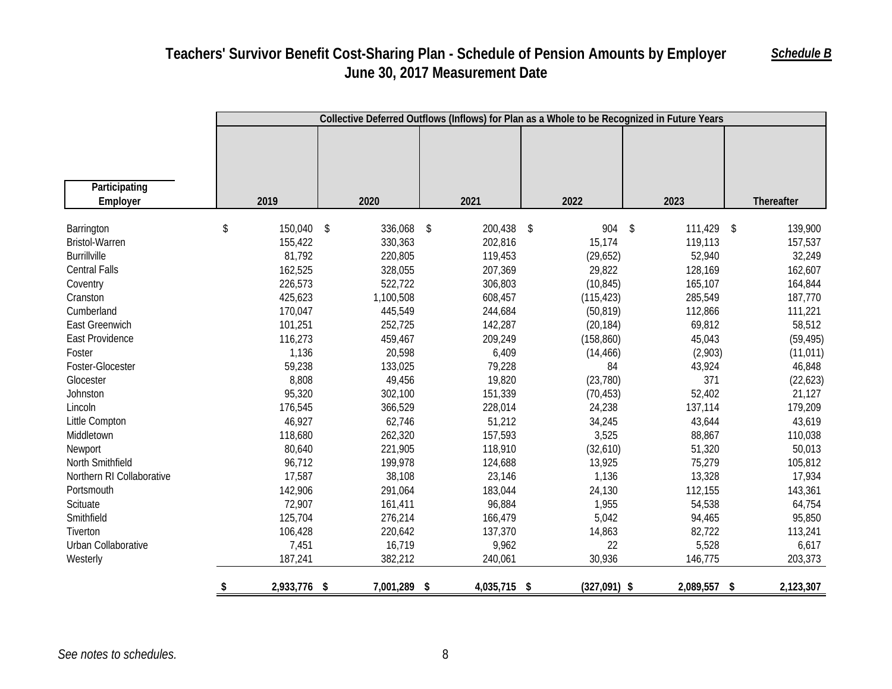# Teachers' Survivor Benefit Cost-Sharing Plan - Schedule of Pension Amounts by Employer

## June 30, 2017 Measurement Date

*Schedule B*

| | Collective Deferred Outflows (Inflows) for Plan as a Whole to be Recognized in Future Years | | | | | |
|---|---|---|---|---|---|---|
| Participating Employer | 2019 | 2020 | 2021 | 2022 | 2023 | Thereafter |
| Barrington | $ 150,040 | $ 336,068 | $ 200,438 | $ 904 | $ 111,429 | $ 139,900 |
| Bristol-Warren | 155,422 | 330,363 | 202,816 | 15,174 | 119,113 | 157,537 |
| Burrillville | 81,792 | 220,805 | 119,453 | (29,652) | 52,940 | 32,249 |
| Central Falls | 162,525 | 328,055 | 207,369 | 29,822 | 128,169 | 162,607 |
| Coventry | 226,573 | 522,722 | 306,803 | (10,845) | 165,107 | 164,844 |
| Cranston | 425,623 | 1,100,508 | 608,457 | (115,423) | 285,549 | 187,770 |
| Cumberland | 170,047 | 445,549 | 244,684 | (50,819) | 112,866 | 111,221 |
| East Greenwich | 101,251 | 252,725 | 142,287 | (20,184) | 69,812 | 58,512 |
| East Providence | 116,273 | 459,467 | 209,249 | (158,860) | 45,043 | (59,495) |
| Foster | 1,136 | 20,598 | 6,409 | (14,466) | (2,903) | (11,011) |
| Foster-Glocester | 59,238 | 133,025 | 79,228 | 84 | 43,924 | 46,848 |
| Glocester | 8,808 | 49,456 | 19,820 | (23,780) | 371 | (22,623) |
| Johnston | 95,320 | 302,100 | 151,339 | (70,453) | 52,402 | 21,127 |
| Lincoln | 176,545 | 366,529 | 228,014 | 24,238 | 137,114 | 179,209 |
| Little Compton | 46,927 | 62,746 | 51,212 | 34,245 | 43,644 | 43,619 |
| Middletown | 118,680 | 262,320 | 157,593 | 3,525 | 88,867 | 110,038 |
| Newport | 80,640 | 221,905 | 118,910 | (32,610) | 51,320 | 50,013 |
| North Smithfield | 96,712 | 199,978 | 124,688 | 13,925 | 75,279 | 105,812 |
| Northern RI Collaborative | 17,587 | 38,108 | 23,146 | 1,136 | 13,328 | 17,934 |
| Portsmouth | 142,906 | 291,064 | 183,044 | 24,130 | 112,155 | 143,361 |
| Scituate | 72,907 | 161,411 | 96,884 | 1,955 | 54,538 | 64,754 |
| Smithfield | 125,704 | 276,214 | 166,479 | 5,042 | 94,465 | 95,850 |
| Tiverton | 106,428 | 220,642 | 137,370 | 14,863 | 82,722 | 113,241 |
| Urban Collaborative | 7,451 | 16,719 | 9,962 | 22 | 5,528 | 6,617 |
| Westerly | 187,241 | 382,212 | 240,061 | 30,936 | 146,775 | 203,373 |
| | **$ 2,933,776** | **$ 7,001,289** | **$ 4,035,715** | **$ (327,091)** | **$ 2,089,557** | **$ 2,123,307** |

*See notes to schedules.*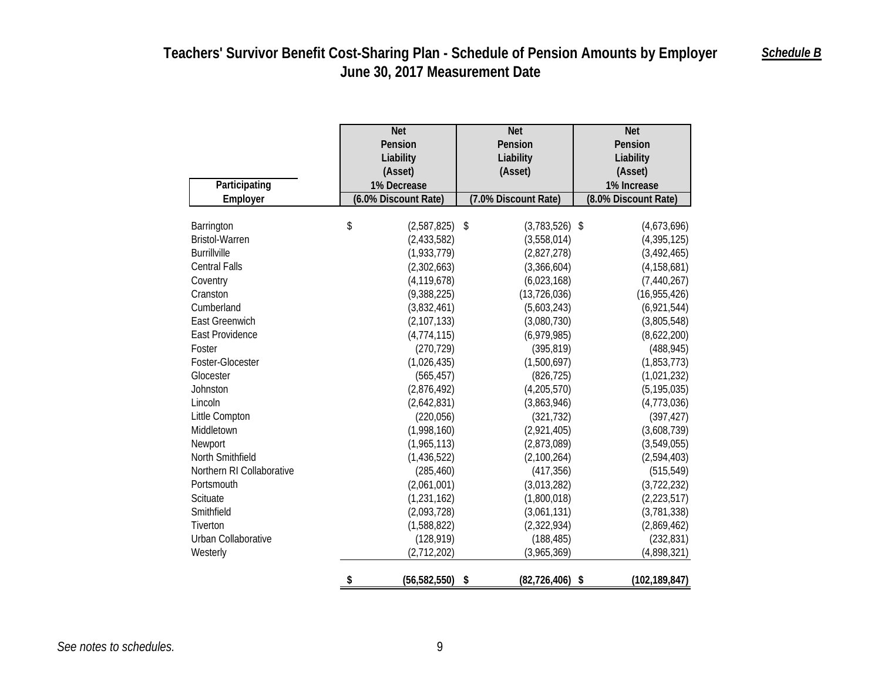# Teachers' Survivor Benefit Cost-Sharing Plan - Schedule of Pension Amounts by Employer

## June 30, 2017 Measurement Date

***Schedule B***

| Participating Employer | Net Pension Liability (Asset) 1% Decrease (6.0% Discount Rate) | Net Pension Liability (Asset) (7.0% Discount Rate) | Net Pension Liability (Asset) 1% Increase (8.0% Discount Rate) |
|---|---|---|---|
| Barrington | $ (2,587,825) | $ (3,783,526) | $ (4,673,696) |
| Bristol-Warren | (2,433,582) | (3,558,014) | (4,395,125) |
| Burrillville | (1,933,779) | (2,827,278) | (3,492,465) |
| Central Falls | (2,302,663) | (3,366,604) | (4,158,681) |
| Coventry | (4,119,678) | (6,023,168) | (7,440,267) |
| Cranston | (9,388,225) | (13,726,036) | (16,955,426) |
| Cumberland | (3,832,461) | (5,603,243) | (6,921,544) |
| East Greenwich | (2,107,133) | (3,080,730) | (3,805,548) |
| East Providence | (4,774,115) | (6,979,985) | (8,622,200) |
| Foster | (270,729) | (395,819) | (488,945) |
| Foster-Glocester | (1,026,435) | (1,500,697) | (1,853,773) |
| Glocester | (565,457) | (826,725) | (1,021,232) |
| Johnston | (2,876,492) | (4,205,570) | (5,195,035) |
| Lincoln | (2,642,831) | (3,863,946) | (4,773,036) |
| Little Compton | (220,056) | (321,732) | (397,427) |
| Middletown | (1,998,160) | (2,921,405) | (3,608,739) |
| Newport | (1,965,113) | (2,873,089) | (3,549,055) |
| North Smithfield | (1,436,522) | (2,100,264) | (2,594,403) |
| Northern RI Collaborative | (285,460) | (417,356) | (515,549) |
| Portsmouth | (2,061,001) | (3,013,282) | (3,722,232) |
| Scituate | (1,231,162) | (1,800,018) | (2,223,517) |
| Smithfield | (2,093,728) | (3,061,131) | (3,781,338) |
| Tiverton | (1,588,822) | (2,322,934) | (2,869,462) |
| Urban Collaborative | (128,919) | (188,485) | (232,831) |
| Westerly | (2,712,202) | (3,965,369) | (4,898,321) |
| | **$ (56,582,550)** | **$ (82,726,406)** | **$ (102,189,847)** |

*See notes to schedules.*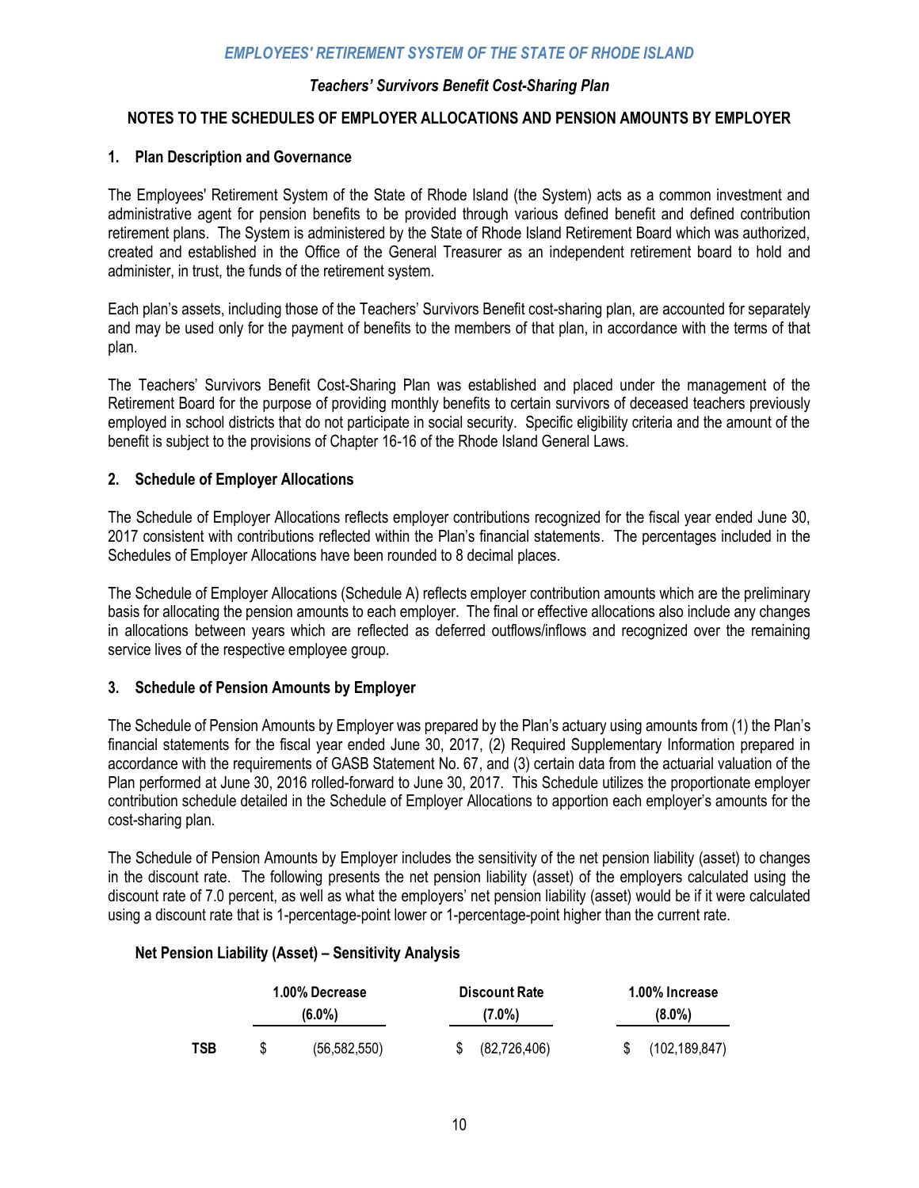*EMPLOYEES' RETIREMENT SYSTEM OF THE STATE OF RHODE ISLAND*

*Teachers' Survivors Benefit Cost-Sharing Plan*

## NOTES TO THE SCHEDULES OF EMPLOYER ALLOCATIONS AND PENSION AMOUNTS BY EMPLOYER

### 1. Plan Description and Governance

The Employees' Retirement System of the State of Rhode Island (the System) acts as a common investment and administrative agent for pension benefits to be provided through various defined benefit and defined contribution retirement plans. The System is administered by the State of Rhode Island Retirement Board which was authorized, created and established in the Office of the General Treasurer as an independent retirement board to hold and administer, in trust, the funds of the retirement system.

Each plan's assets, including those of the Teachers' Survivors Benefit cost-sharing plan, are accounted for separately and may be used only for the payment of benefits to the members of that plan, in accordance with the terms of that plan.

The Teachers' Survivors Benefit Cost-Sharing Plan was established and placed under the management of the Retirement Board for the purpose of providing monthly benefits to certain survivors of deceased teachers previously employed in school districts that do not participate in social security. Specific eligibility criteria and the amount of the benefit is subject to the provisions of Chapter 16-16 of the Rhode Island General Laws.

### 2. Schedule of Employer Allocations

The Schedule of Employer Allocations reflects employer contributions recognized for the fiscal year ended June 30, 2017 consistent with contributions reflected within the Plan's financial statements. The percentages included in the Schedules of Employer Allocations have been rounded to 8 decimal places.

The Schedule of Employer Allocations (Schedule A) reflects employer contribution amounts which are the preliminary basis for allocating the pension amounts to each employer. The final or effective allocations also include any changes in allocations between years which are reflected as deferred outflows/inflows and recognized over the remaining service lives of the respective employee group.

### 3. Schedule of Pension Amounts by Employer

The Schedule of Pension Amounts by Employer was prepared by the Plan's actuary using amounts from (1) the Plan's financial statements for the fiscal year ended June 30, 2017, (2) Required Supplementary Information prepared in accordance with the requirements of GASB Statement No. 67, and (3) certain data from the actuarial valuation of the Plan performed at June 30, 2016 rolled-forward to June 30, 2017. This Schedule utilizes the proportionate employer contribution schedule detailed in the Schedule of Employer Allocations to apportion each employer's amounts for the cost-sharing plan.

The Schedule of Pension Amounts by Employer includes the sensitivity of the net pension liability (asset) to changes in the discount rate. The following presents the net pension liability (asset) of the employers calculated using the discount rate of 7.0 percent, as well as what the employers' net pension liability (asset) would be if it were calculated using a discount rate that is 1-percentage-point lower or 1-percentage-point higher than the current rate.

#### Net Pension Liability (Asset) – Sensitivity Analysis

| | 1.00% Decrease (6.0%) | Discount Rate (7.0%) | 1.00% Increase (8.0%) |
|---|---|---|---|
| **TSB** | $ (56,582,550) | $ (82,726,406) | $ (102,189,847) |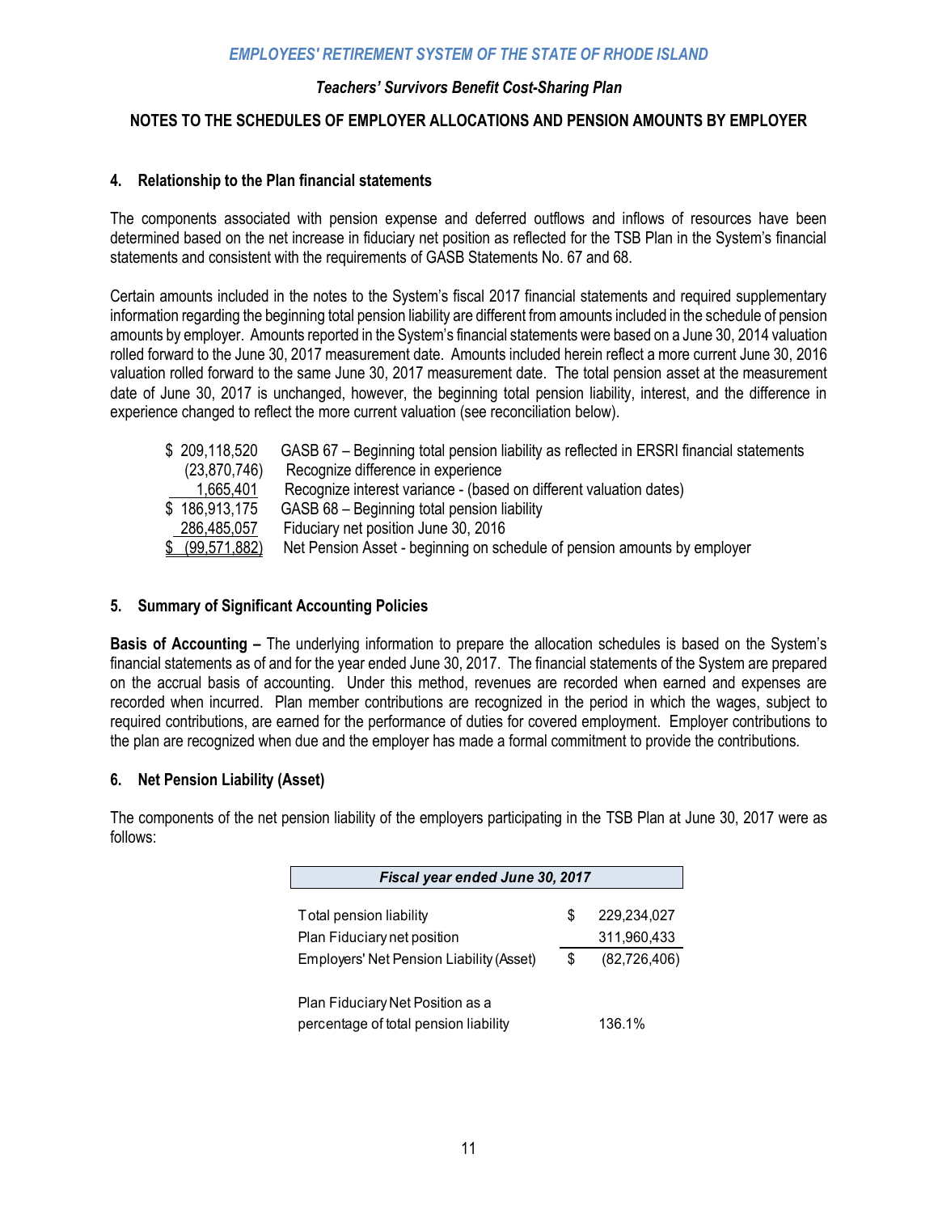## 4. Relationship to the Plan financial statements

The components associated with pension expense and deferred outflows and inflows of resources have been determined based on the net increase in fiduciary net position as reflected for the TSB Plan in the System's financial statements and consistent with the requirements of GASB Statements No. 67 and 68.

Certain amounts included in the notes to the System's fiscal 2017 financial statements and required supplementary information regarding the beginning total pension liability are different from amounts included in the schedule of pension amounts by employer. Amounts reported in the System's financial statements were based on a June 30, 2014 valuation rolled forward to the June 30, 2017 measurement date. Amounts included herein reflect a more current June 30, 2016 valuation rolled forward to the same June 30, 2017 measurement date. The total pension asset at the measurement date of June 30, 2017 is unchanged, however, the beginning total pension liability, interest, and the difference in experience changed to reflect the more current valuation (see reconciliation below).

| | |
|---|---|
| $ 209,118,520 | GASB 67 – Beginning total pension liability as reflected in ERSRI financial statements |
| (23,870,746) | Recognize difference in experience |
| 1,665,401 | Recognize interest variance - (based on different valuation dates) |
| $ 186,913,175 | GASB 68 – Beginning total pension liability |
| 286,485,057 | Fiduciary net position June 30, 2016 |
| $ (99,571,882) | Net Pension Asset - beginning on schedule of pension amounts by employer |

## 5. Summary of Significant Accounting Policies

**Basis of Accounting –** The underlying information to prepare the allocation schedules is based on the System's financial statements as of and for the year ended June 30, 2017. The financial statements of the System are prepared on the accrual basis of accounting. Under this method, revenues are recorded when earned and expenses are recorded when incurred. Plan member contributions are recognized in the period in which the wages, subject to required contributions, are earned for the performance of duties for covered employment. Employer contributions to the plan are recognized when due and the employer has made a formal commitment to provide the contributions.

## 6. Net Pension Liability (Asset)

The components of the net pension liability of the employers participating in the TSB Plan at June 30, 2017 were as follows:

| *Fiscal year ended June 30, 2017* | | |
|---|---|---|
| Total pension liability | $ | 229,234,027 |
| Plan Fiduciary net position | | 311,960,433 |
| Employers' Net Pension Liability (Asset) | $ | (82,726,406) |
| Plan Fiduciary Net Position as a percentage of total pension liability | | 136.1% |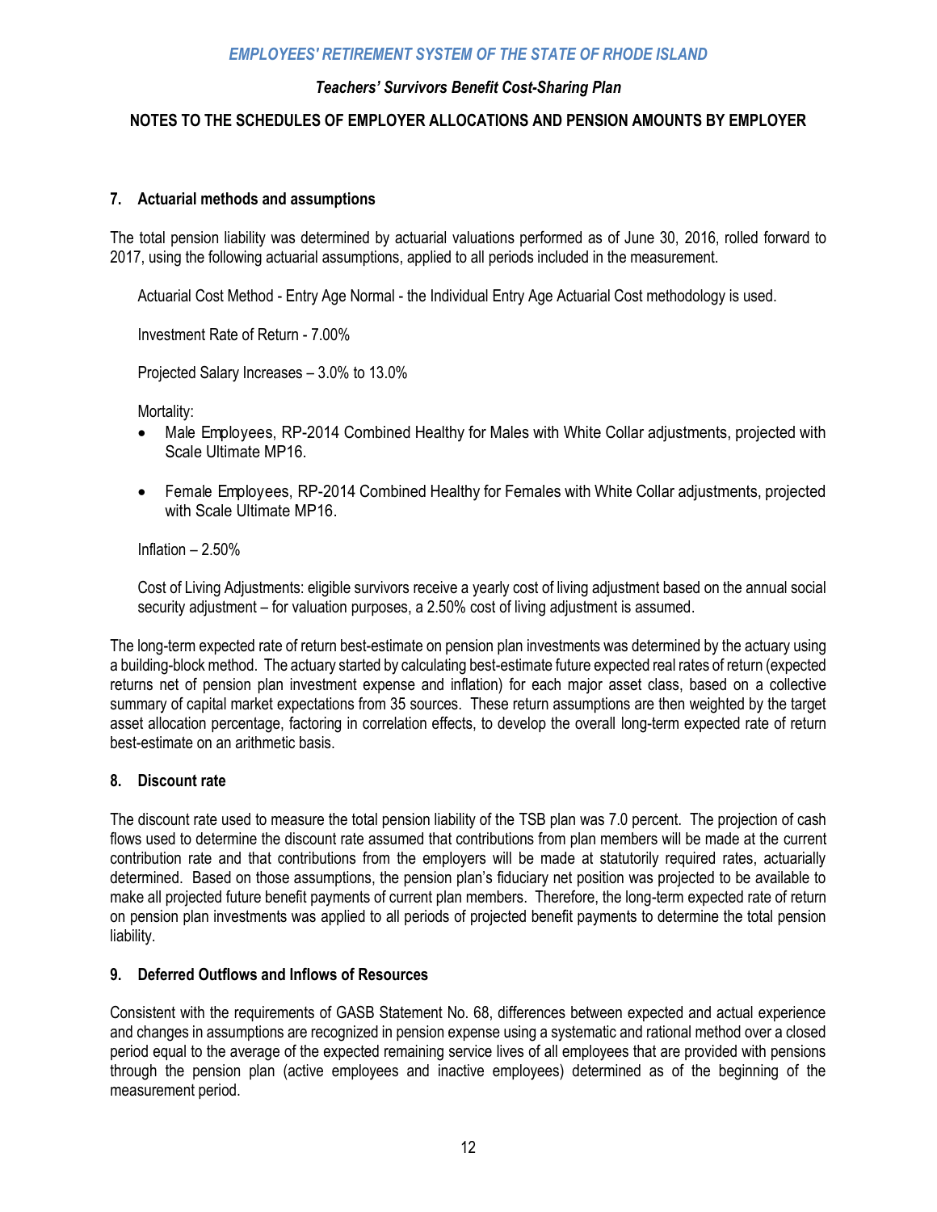## 7. Actuarial methods and assumptions

The total pension liability was determined by actuarial valuations performed as of June 30, 2016, rolled forward to 2017, using the following actuarial assumptions, applied to all periods included in the measurement.

Actuarial Cost Method - Entry Age Normal - the Individual Entry Age Actuarial Cost methodology is used.

Investment Rate of Return - 7.00%

Projected Salary Increases – 3.0% to 13.0%

Mortality:

- Male Employees, RP-2014 Combined Healthy for Males with White Collar adjustments, projected with Scale Ultimate MP16.
- Female Employees, RP-2014 Combined Healthy for Females with White Collar adjustments, projected with Scale Ultimate MP16.

Inflation – 2.50%

Cost of Living Adjustments: eligible survivors receive a yearly cost of living adjustment based on the annual social security adjustment – for valuation purposes, a 2.50% cost of living adjustment is assumed.

The long-term expected rate of return best-estimate on pension plan investments was determined by the actuary using a building-block method. The actuary started by calculating best-estimate future expected real rates of return (expected returns net of pension plan investment expense and inflation) for each major asset class, based on a collective summary of capital market expectations from 35 sources. These return assumptions are then weighted by the target asset allocation percentage, factoring in correlation effects, to develop the overall long-term expected rate of return best-estimate on an arithmetic basis.

## 8. Discount rate

The discount rate used to measure the total pension liability of the TSB plan was 7.0 percent. The projection of cash flows used to determine the discount rate assumed that contributions from plan members will be made at the current contribution rate and that contributions from the employers will be made at statutorily required rates, actuarially determined. Based on those assumptions, the pension plan's fiduciary net position was projected to be available to make all projected future benefit payments of current plan members. Therefore, the long-term expected rate of return on pension plan investments was applied to all periods of projected benefit payments to determine the total pension liability.

## 9. Deferred Outflows and Inflows of Resources

Consistent with the requirements of GASB Statement No. 68, differences between expected and actual experience and changes in assumptions are recognized in pension expense using a systematic and rational method over a closed period equal to the average of the expected remaining service lives of all employees that are provided with pensions through the pension plan (active employees and inactive employees) determined as of the beginning of the measurement period.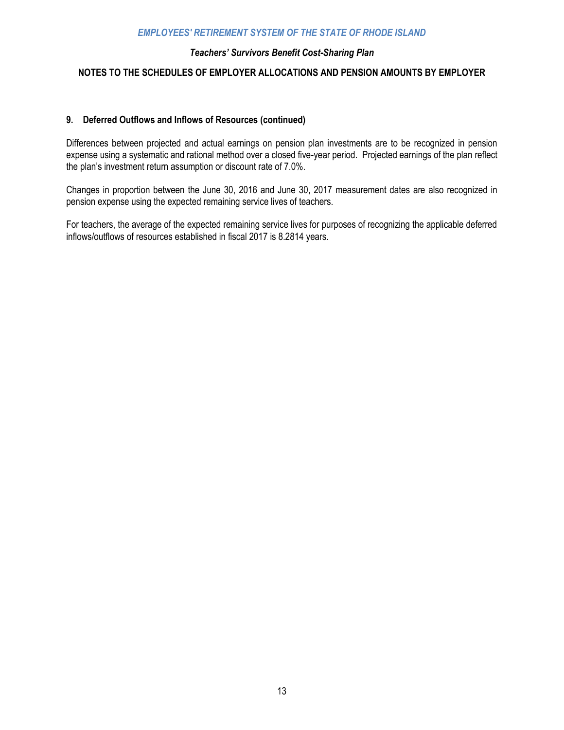## 9. Deferred Outflows and Inflows of Resources (continued)

Differences between projected and actual earnings on pension plan investments are to be recognized in pension expense using a systematic and rational method over a closed five-year period. Projected earnings of the plan reflect the plan's investment return assumption or discount rate of 7.0%.

Changes in proportion between the June 30, 2016 and June 30, 2017 measurement dates are also recognized in pension expense using the expected remaining service lives of teachers.

For teachers, the average of the expected remaining service lives for purposes of recognizing the applicable deferred inflows/outflows of resources established in fiscal 2017 is 8.2814 years.